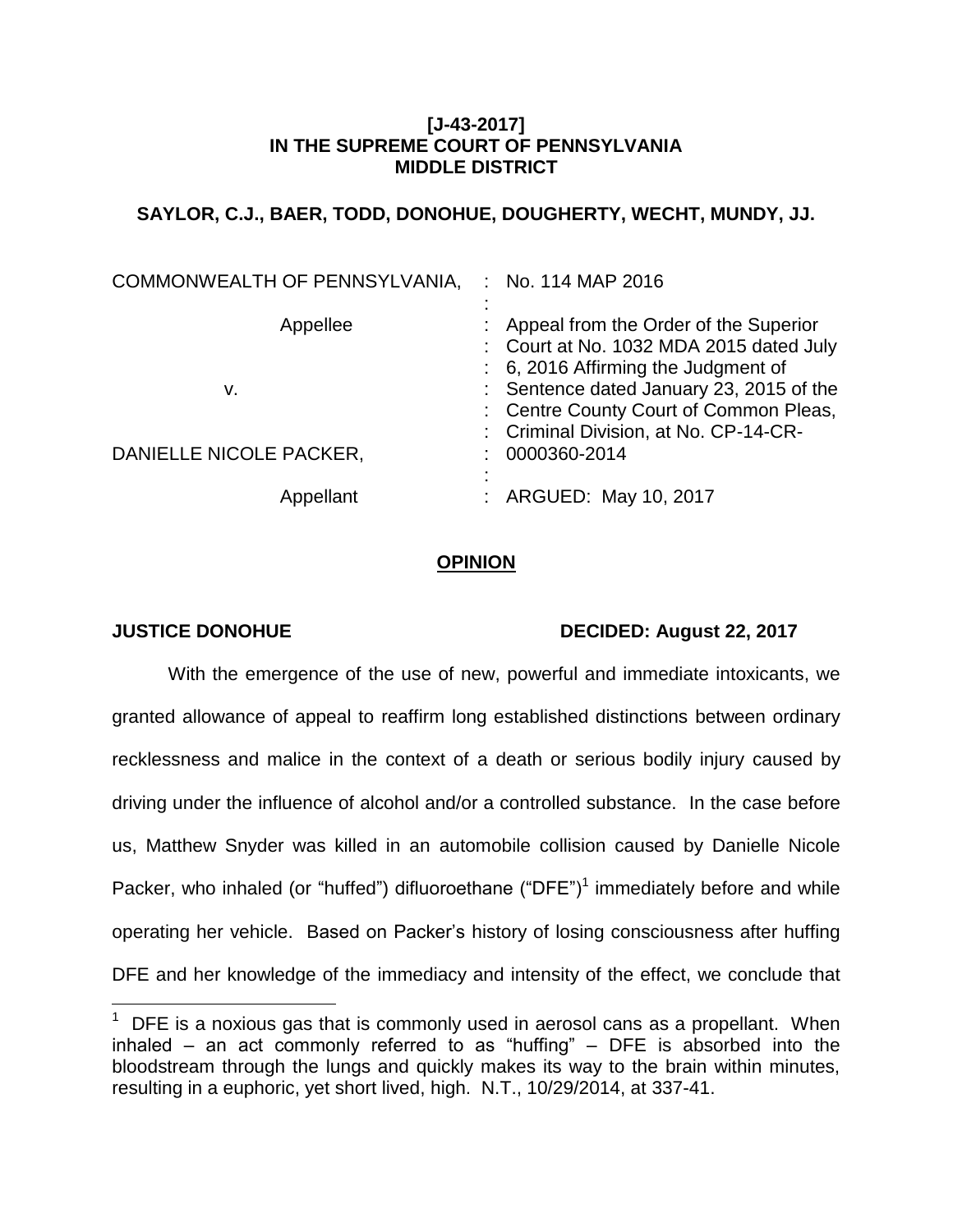**[J-43-2017]**
**IN THE SUPREME COURT OF PENNSYLVANIA**
**MIDDLE DISTRICT**

**SAYLOR, C.J., BAER, TODD, DONOHUE, DOUGHERTY, WECHT, MUNDY, JJ.**

| | | |
|---|---|---|
| COMMONWEALTH OF PENNSYLVANIA, | : | No. 114 MAP 2016 |
| Appellee | : | Appeal from the Order of the Superior Court at No. 1032 MDA 2015 dated July 6, 2016 Affirming the Judgment of Sentence dated January 23, 2015 of the Centre County Court of Common Pleas, Criminal Division, at No. CP-14-CR-0000360-2014 |
| v. | : | |
| DANIELLE NICOLE PACKER, | : | |
| Appellant | : | ARGUED: May 10, 2017 |

**OPINION**

**JUSTICE DONOHUE** **DECIDED: August 22, 2017**

With the emergence of the use of new, powerful and immediate intoxicants, we granted allowance of appeal to reaffirm long established distinctions between ordinary recklessness and malice in the context of a death or serious bodily injury caused by driving under the influence of alcohol and/or a controlled substance. In the case before us, Matthew Snyder was killed in an automobile collision caused by Danielle Nicole Packer, who inhaled (or "huffed") difluoroethane ("DFE")[1] immediately before and while operating her vehicle. Based on Packer's history of losing consciousness after huffing DFE and her knowledge of the immediacy and intensity of the effect, we conclude that

[1] DFE is a noxious gas that is commonly used in aerosol cans as a propellant. When inhaled – an act commonly referred to as "huffing" – DFE is absorbed into the bloodstream through the lungs and quickly makes its way to the brain within minutes, resulting in a euphoric, yet short lived, high. N.T., 10/29/2014, at 337-41.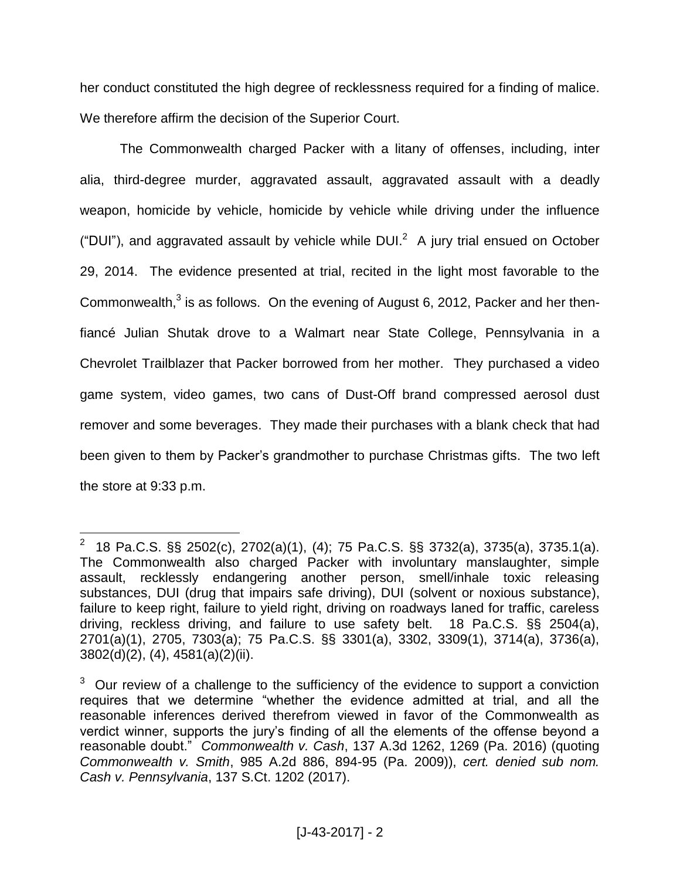her conduct constituted the high degree of recklessness required for a finding of malice. We therefore affirm the decision of the Superior Court.

The Commonwealth charged Packer with a litany of offenses, including, inter alia, third-degree murder, aggravated assault, aggravated assault with a deadly weapon, homicide by vehicle, homicide by vehicle while driving under the influence ("DUI"), and aggravated assault by vehicle while DUI.[2] A jury trial ensued on October 29, 2014. The evidence presented at trial, recited in the light most favorable to the Commonwealth,[3] is as follows. On the evening of August 6, 2012, Packer and her then-fiancé Julian Shutak drove to a Walmart near State College, Pennsylvania in a Chevrolet Trailblazer that Packer borrowed from her mother. They purchased a video game system, video games, two cans of Dust-Off brand compressed aerosol dust remover and some beverages. They made their purchases with a blank check that had been given to them by Packer's grandmother to purchase Christmas gifts. The two left the store at 9:33 p.m.

---

[2] 18 Pa.C.S. §§ 2502(c), 2702(a)(1), (4); 75 Pa.C.S. §§ 3732(a), 3735(a), 3735.1(a). The Commonwealth also charged Packer with involuntary manslaughter, simple assault, recklessly endangering another person, smell/inhale toxic releasing substances, DUI (drug that impairs safe driving), DUI (solvent or noxious substance), failure to keep right, failure to yield right, driving on roadways laned for traffic, careless driving, reckless driving, and failure to use safety belt. 18 Pa.C.S. §§ 2504(a), 2701(a)(1), 2705, 7303(a); 75 Pa.C.S. §§ 3301(a), 3302, 3309(1), 3714(a), 3736(a), 3802(d)(2), (4), 4581(a)(2)(ii).

[3] Our review of a challenge to the sufficiency of the evidence to support a conviction requires that we determine "whether the evidence admitted at trial, and all the reasonable inferences derived therefrom viewed in favor of the Commonwealth as verdict winner, supports the jury's finding of all the elements of the offense beyond a reasonable doubt." *Commonwealth v. Cash*, 137 A.3d 1262, 1269 (Pa. 2016) (quoting *Commonwealth v. Smith*, 985 A.2d 886, 894-95 (Pa. 2009)), *cert. denied sub nom. Cash v. Pennsylvania*, 137 S.Ct. 1202 (2017).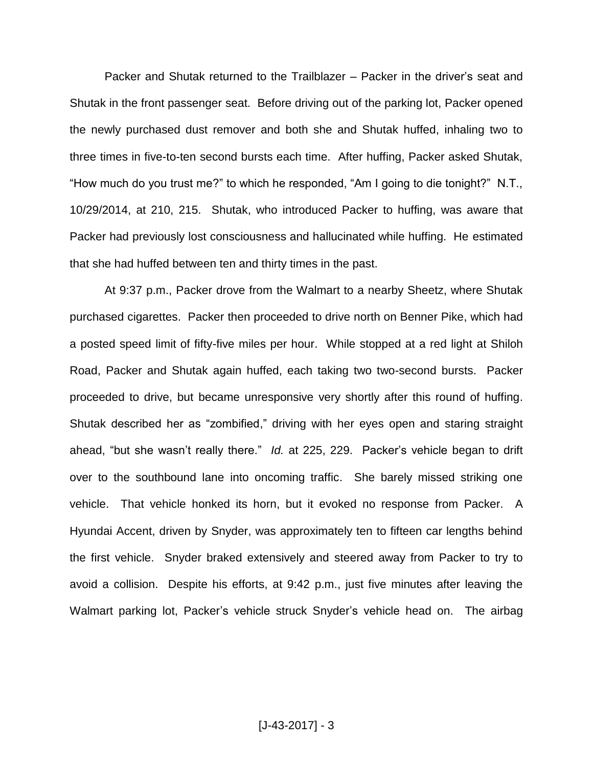Packer and Shutak returned to the Trailblazer – Packer in the driver's seat and Shutak in the front passenger seat. Before driving out of the parking lot, Packer opened the newly purchased dust remover and both she and Shutak huffed, inhaling two to three times in five-to-ten second bursts each time. After huffing, Packer asked Shutak, "How much do you trust me?" to which he responded, "Am I going to die tonight?" N.T., 10/29/2014, at 210, 215. Shutak, who introduced Packer to huffing, was aware that Packer had previously lost consciousness and hallucinated while huffing. He estimated that she had huffed between ten and thirty times in the past.

At 9:37 p.m., Packer drove from the Walmart to a nearby Sheetz, where Shutak purchased cigarettes. Packer then proceeded to drive north on Benner Pike, which had a posted speed limit of fifty-five miles per hour. While stopped at a red light at Shiloh Road, Packer and Shutak again huffed, each taking two two-second bursts. Packer proceeded to drive, but became unresponsive very shortly after this round of huffing. Shutak described her as "zombified," driving with her eyes open and staring straight ahead, "but she wasn't really there." *Id.* at 225, 229. Packer's vehicle began to drift over to the southbound lane into oncoming traffic. She barely missed striking one vehicle. That vehicle honked its horn, but it evoked no response from Packer. A Hyundai Accent, driven by Snyder, was approximately ten to fifteen car lengths behind the first vehicle. Snyder braked extensively and steered away from Packer to try to avoid a collision. Despite his efforts, at 9:42 p.m., just five minutes after leaving the Walmart parking lot, Packer's vehicle struck Snyder's vehicle head on. The airbag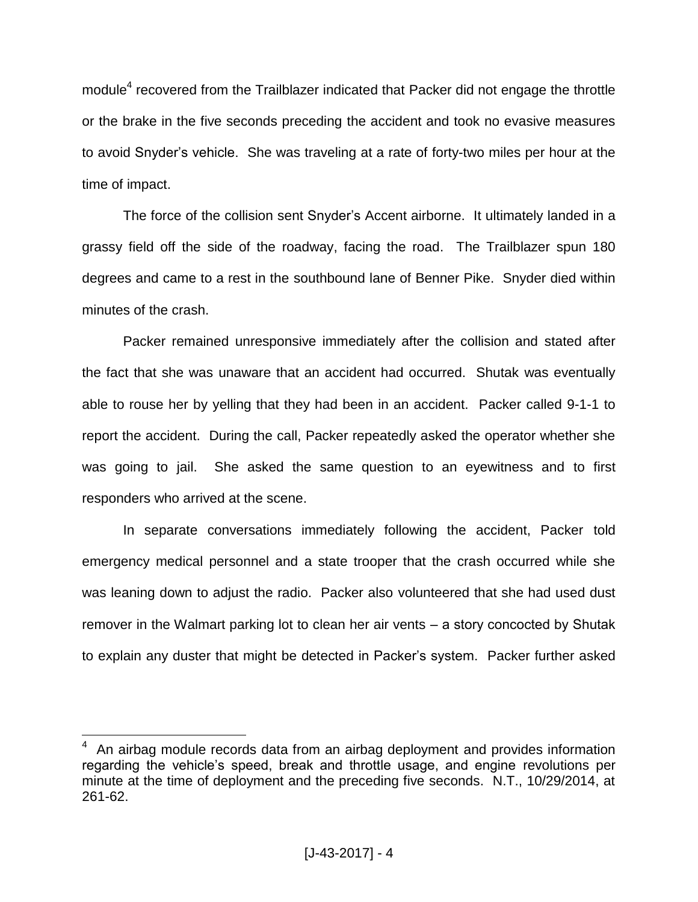module[4] recovered from the Trailblazer indicated that Packer did not engage the throttle or the brake in the five seconds preceding the accident and took no evasive measures to avoid Snyder's vehicle. She was traveling at a rate of forty-two miles per hour at the time of impact.

The force of the collision sent Snyder's Accent airborne. It ultimately landed in a grassy field off the side of the roadway, facing the road. The Trailblazer spun 180 degrees and came to a rest in the southbound lane of Benner Pike. Snyder died within minutes of the crash.

Packer remained unresponsive immediately after the collision and stated after the fact that she was unaware that an accident had occurred. Shutak was eventually able to rouse her by yelling that they had been in an accident. Packer called 9-1-1 to report the accident. During the call, Packer repeatedly asked the operator whether she was going to jail. She asked the same question to an eyewitness and to first responders who arrived at the scene.

In separate conversations immediately following the accident, Packer told emergency medical personnel and a state trooper that the crash occurred while she was leaning down to adjust the radio. Packer also volunteered that she had used dust remover in the Walmart parking lot to clean her air vents – a story concocted by Shutak to explain any duster that might be detected in Packer's system. Packer further asked

---

[4] An airbag module records data from an airbag deployment and provides information regarding the vehicle's speed, break and throttle usage, and engine revolutions per minute at the time of deployment and the preceding five seconds. N.T., 10/29/2014, at 261-62.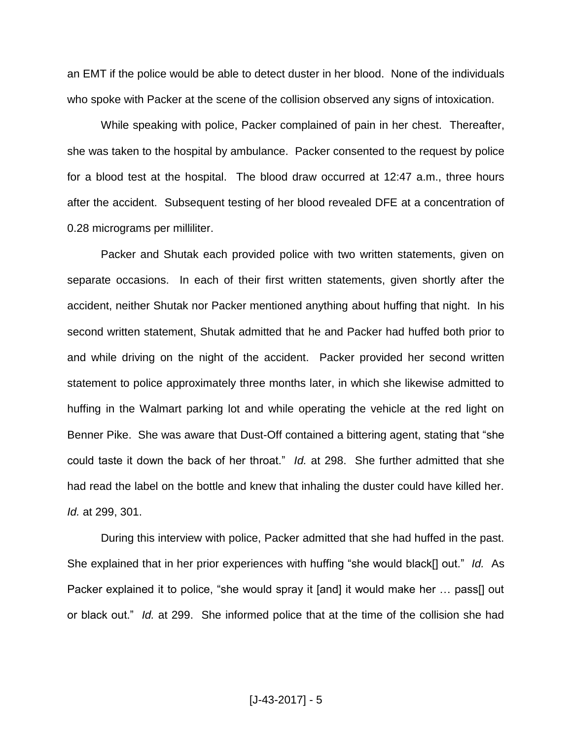an EMT if the police would be able to detect duster in her blood. None of the individuals who spoke with Packer at the scene of the collision observed any signs of intoxication.

While speaking with police, Packer complained of pain in her chest. Thereafter, she was taken to the hospital by ambulance. Packer consented to the request by police for a blood test at the hospital. The blood draw occurred at 12:47 a.m., three hours after the accident. Subsequent testing of her blood revealed DFE at a concentration of 0.28 micrograms per milliliter.

Packer and Shutak each provided police with two written statements, given on separate occasions. In each of their first written statements, given shortly after the accident, neither Shutak nor Packer mentioned anything about huffing that night. In his second written statement, Shutak admitted that he and Packer had huffed both prior to and while driving on the night of the accident. Packer provided her second written statement to police approximately three months later, in which she likewise admitted to huffing in the Walmart parking lot and while operating the vehicle at the red light on Benner Pike. She was aware that Dust-Off contained a bittering agent, stating that "she could taste it down the back of her throat." *Id.* at 298. She further admitted that she had read the label on the bottle and knew that inhaling the duster could have killed her. *Id.* at 299, 301.

During this interview with police, Packer admitted that she had huffed in the past. She explained that in her prior experiences with huffing "she would black[] out." *Id.* As Packer explained it to police, "she would spray it [and] it would make her … pass[] out or black out." *Id.* at 299. She informed police that at the time of the collision she had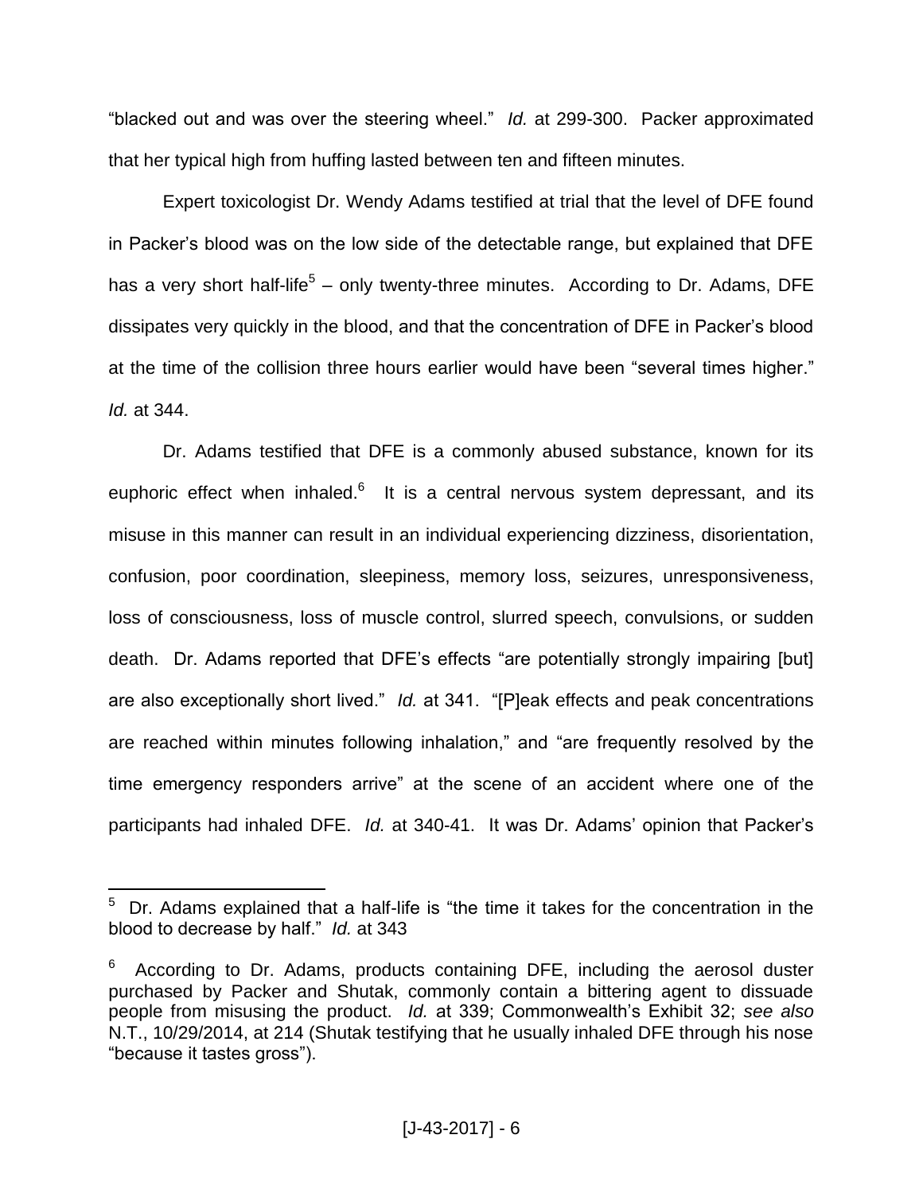"blacked out and was over the steering wheel." *Id.* at 299-300. Packer approximated that her typical high from huffing lasted between ten and fifteen minutes.

Expert toxicologist Dr. Wendy Adams testified at trial that the level of DFE found in Packer's blood was on the low side of the detectable range, but explained that DFE has a very short half-life[5] – only twenty-three minutes. According to Dr. Adams, DFE dissipates very quickly in the blood, and that the concentration of DFE in Packer's blood at the time of the collision three hours earlier would have been "several times higher." *Id.* at 344.

Dr. Adams testified that DFE is a commonly abused substance, known for its euphoric effect when inhaled.[6] It is a central nervous system depressant, and its misuse in this manner can result in an individual experiencing dizziness, disorientation, confusion, poor coordination, sleepiness, memory loss, seizures, unresponsiveness, loss of consciousness, loss of muscle control, slurred speech, convulsions, or sudden death. Dr. Adams reported that DFE's effects "are potentially strongly impairing [but] are also exceptionally short lived." *Id.* at 341. "[P]eak effects and peak concentrations are reached within minutes following inhalation," and "are frequently resolved by the time emergency responders arrive" at the scene of an accident where one of the participants had inhaled DFE. *Id.* at 340-41. It was Dr. Adams' opinion that Packer's

---

[5] Dr. Adams explained that a half-life is "the time it takes for the concentration in the blood to decrease by half." *Id.* at 343

[6] According to Dr. Adams, products containing DFE, including the aerosol duster purchased by Packer and Shutak, commonly contain a bittering agent to dissuade people from misusing the product. *Id.* at 339; Commonwealth's Exhibit 32; *see also* N.T., 10/29/2014, at 214 (Shutak testifying that he usually inhaled DFE through his nose "because it tastes gross").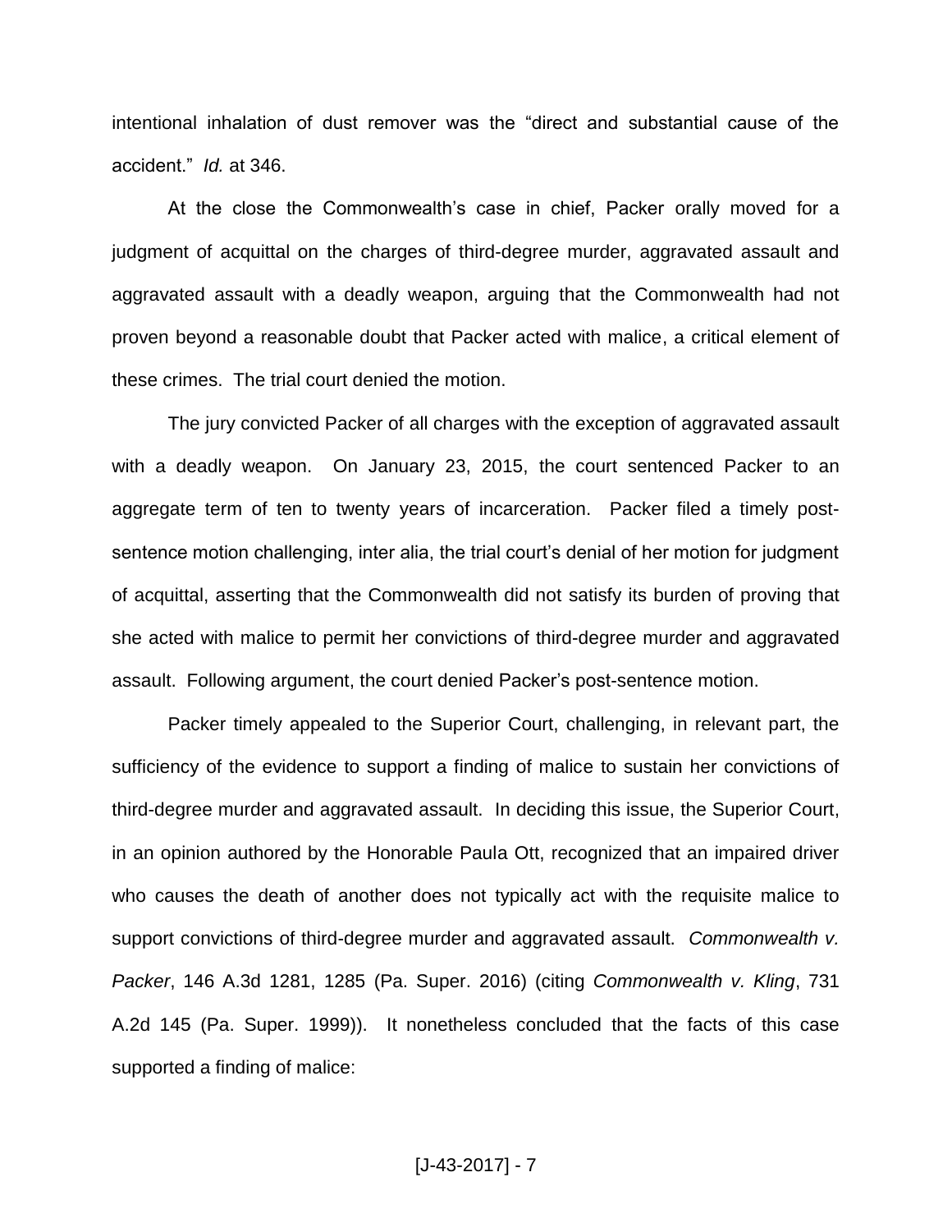intentional inhalation of dust remover was the "direct and substantial cause of the accident." *Id.* at 346.

At the close the Commonwealth's case in chief, Packer orally moved for a judgment of acquittal on the charges of third-degree murder, aggravated assault and aggravated assault with a deadly weapon, arguing that the Commonwealth had not proven beyond a reasonable doubt that Packer acted with malice, a critical element of these crimes. The trial court denied the motion.

The jury convicted Packer of all charges with the exception of aggravated assault with a deadly weapon. On January 23, 2015, the court sentenced Packer to an aggregate term of ten to twenty years of incarceration. Packer filed a timely post-sentence motion challenging, inter alia, the trial court's denial of her motion for judgment of acquittal, asserting that the Commonwealth did not satisfy its burden of proving that she acted with malice to permit her convictions of third-degree murder and aggravated assault. Following argument, the court denied Packer's post-sentence motion.

Packer timely appealed to the Superior Court, challenging, in relevant part, the sufficiency of the evidence to support a finding of malice to sustain her convictions of third-degree murder and aggravated assault. In deciding this issue, the Superior Court, in an opinion authored by the Honorable Paula Ott, recognized that an impaired driver who causes the death of another does not typically act with the requisite malice to support convictions of third-degree murder and aggravated assault. *Commonwealth v. Packer*, 146 A.3d 1281, 1285 (Pa. Super. 2016) (citing *Commonwealth v. Kling*, 731 A.2d 145 (Pa. Super. 1999)). It nonetheless concluded that the facts of this case supported a finding of malice: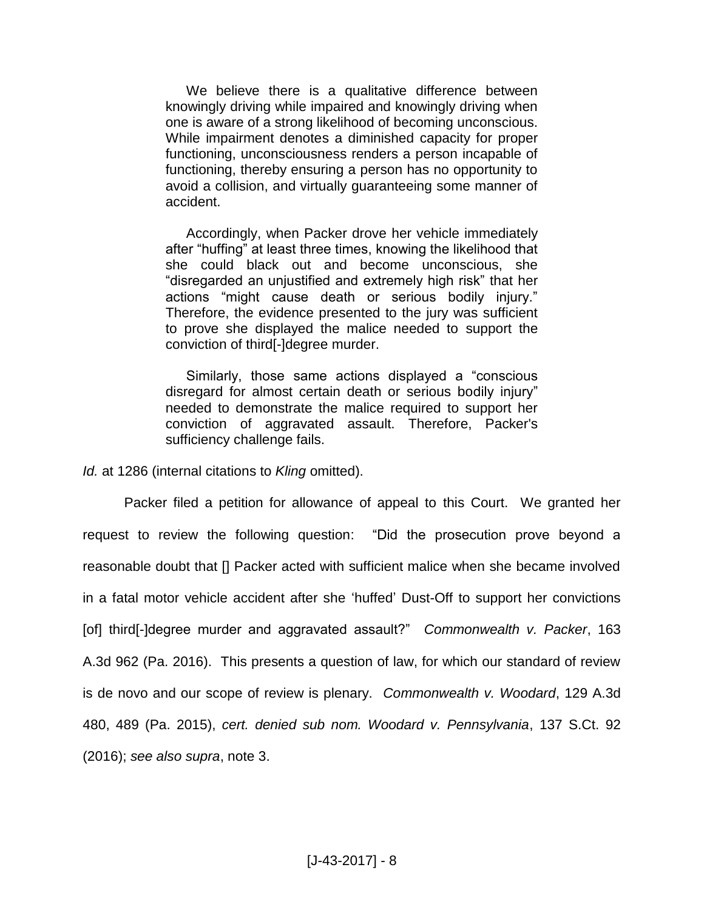> We believe there is a qualitative difference between knowingly driving while impaired and knowingly driving when one is aware of a strong likelihood of becoming unconscious. While impairment denotes a diminished capacity for proper functioning, unconsciousness renders a person incapable of functioning, thereby ensuring a person has no opportunity to avoid a collision, and virtually guaranteeing some manner of accident.
>
> Accordingly, when Packer drove her vehicle immediately after "huffing" at least three times, knowing the likelihood that she could black out and become unconscious, she "disregarded an unjustified and extremely high risk" that her actions "might cause death or serious bodily injury." Therefore, the evidence presented to the jury was sufficient to prove she displayed the malice needed to support the conviction of third[-]degree murder.
>
> Similarly, those same actions displayed a "conscious disregard for almost certain death or serious bodily injury" needed to demonstrate the malice required to support her conviction of aggravated assault. Therefore, Packer's sufficiency challenge fails.

*Id.* at 1286 (internal citations to *Kling* omitted).

Packer filed a petition for allowance of appeal to this Court. We granted her request to review the following question: "Did the prosecution prove beyond a reasonable doubt that [] Packer acted with sufficient malice when she became involved in a fatal motor vehicle accident after she 'huffed' Dust-Off to support her convictions [of] third[-]degree murder and aggravated assault?" *Commonwealth v. Packer*, 163 A.3d 962 (Pa. 2016). This presents a question of law, for which our standard of review is de novo and our scope of review is plenary. *Commonwealth v. Woodard*, 129 A.3d 480, 489 (Pa. 2015), *cert. denied sub nom. Woodard v. Pennsylvania*, 137 S.Ct. 92 (2016); *see also supra*, note 3.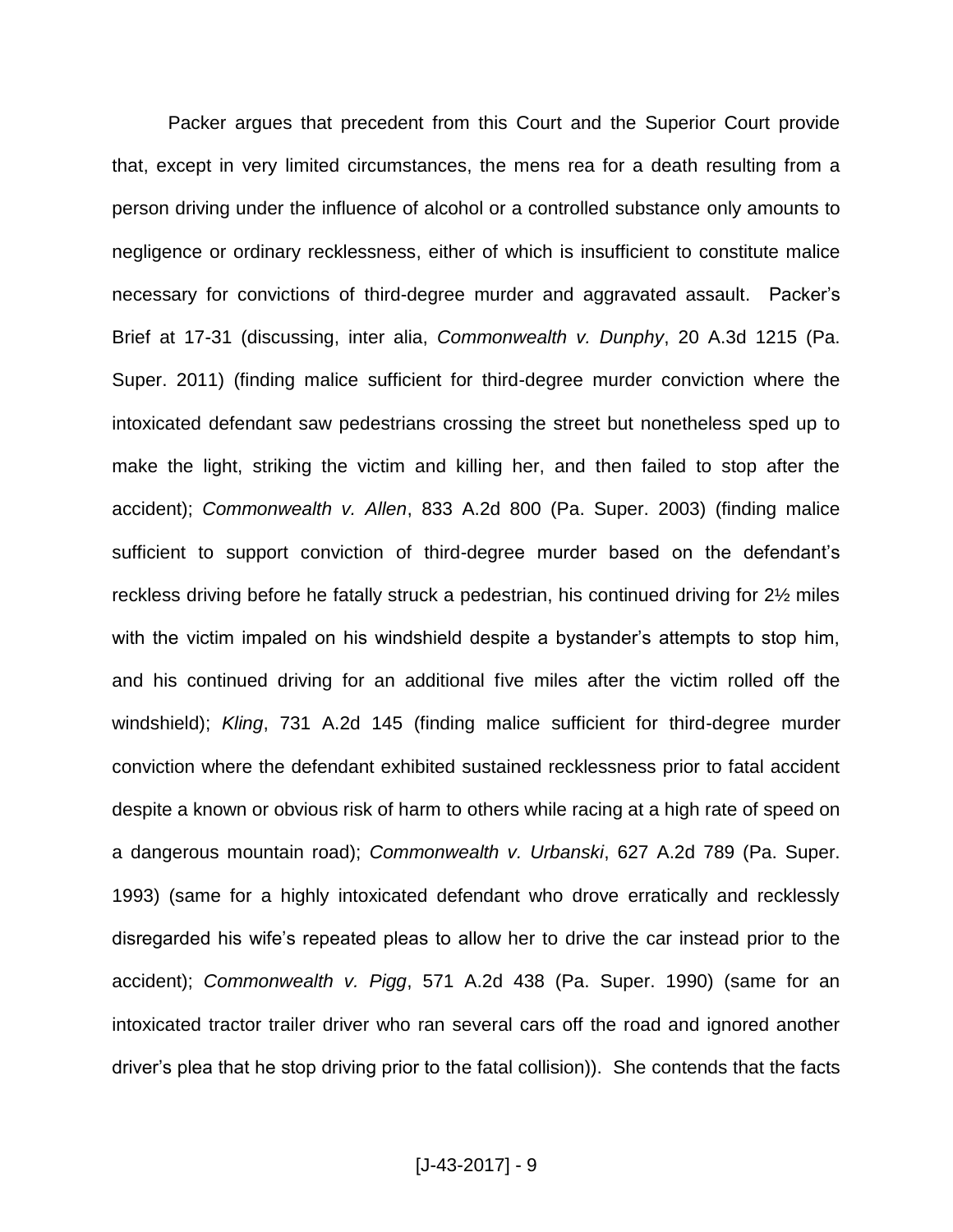Packer argues that precedent from this Court and the Superior Court provide that, except in very limited circumstances, the mens rea for a death resulting from a person driving under the influence of alcohol or a controlled substance only amounts to negligence or ordinary recklessness, either of which is insufficient to constitute malice necessary for convictions of third-degree murder and aggravated assault. Packer's Brief at 17-31 (discussing, inter alia, *Commonwealth v. Dunphy*, 20 A.3d 1215 (Pa. Super. 2011) (finding malice sufficient for third-degree murder conviction where the intoxicated defendant saw pedestrians crossing the street but nonetheless sped up to make the light, striking the victim and killing her, and then failed to stop after the accident); *Commonwealth v. Allen*, 833 A.2d 800 (Pa. Super. 2003) (finding malice sufficient to support conviction of third-degree murder based on the defendant's reckless driving before he fatally struck a pedestrian, his continued driving for 2½ miles with the victim impaled on his windshield despite a bystander's attempts to stop him, and his continued driving for an additional five miles after the victim rolled off the windshield); *Kling*, 731 A.2d 145 (finding malice sufficient for third-degree murder conviction where the defendant exhibited sustained recklessness prior to fatal accident despite a known or obvious risk of harm to others while racing at a high rate of speed on a dangerous mountain road); *Commonwealth v. Urbanski*, 627 A.2d 789 (Pa. Super. 1993) (same for a highly intoxicated defendant who drove erratically and recklessly disregarded his wife's repeated pleas to allow her to drive the car instead prior to the accident); *Commonwealth v. Pigg*, 571 A.2d 438 (Pa. Super. 1990) (same for an intoxicated tractor trailer driver who ran several cars off the road and ignored another driver's plea that he stop driving prior to the fatal collision)). She contends that the facts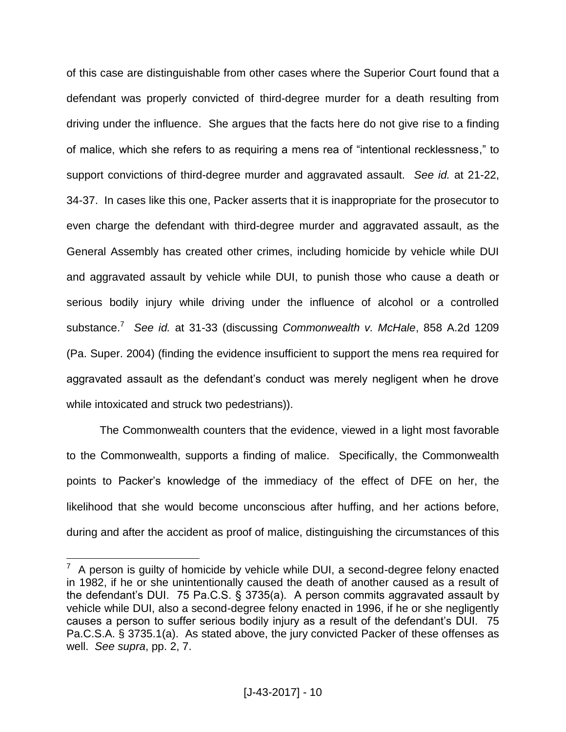of this case are distinguishable from other cases where the Superior Court found that a defendant was properly convicted of third-degree murder for a death resulting from driving under the influence. She argues that the facts here do not give rise to a finding of malice, which she refers to as requiring a mens rea of "intentional recklessness," to support convictions of third-degree murder and aggravated assault. *See id.* at 21-22, 34-37. In cases like this one, Packer asserts that it is inappropriate for the prosecutor to even charge the defendant with third-degree murder and aggravated assault, as the General Assembly has created other crimes, including homicide by vehicle while DUI and aggravated assault by vehicle while DUI, to punish those who cause a death or serious bodily injury while driving under the influence of alcohol or a controlled substance.[7] *See id.* at 31-33 (discussing *Commonwealth v. McHale*, 858 A.2d 1209 (Pa. Super. 2004) (finding the evidence insufficient to support the mens rea required for aggravated assault as the defendant's conduct was merely negligent when he drove while intoxicated and struck two pedestrians)).

The Commonwealth counters that the evidence, viewed in a light most favorable to the Commonwealth, supports a finding of malice. Specifically, the Commonwealth points to Packer's knowledge of the immediacy of the effect of DFE on her, the likelihood that she would become unconscious after huffing, and her actions before, during and after the accident as proof of malice, distinguishing the circumstances of this

---

[7] A person is guilty of homicide by vehicle while DUI, a second-degree felony enacted in 1982, if he or she unintentionally caused the death of another caused as a result of the defendant's DUI. 75 Pa.C.S. § 3735(a). A person commits aggravated assault by vehicle while DUI, also a second-degree felony enacted in 1996, if he or she negligently causes a person to suffer serious bodily injury as a result of the defendant's DUI. 75 Pa.C.S.A. § 3735.1(a). As stated above, the jury convicted Packer of these offenses as well. *See supra*, pp. 2, 7.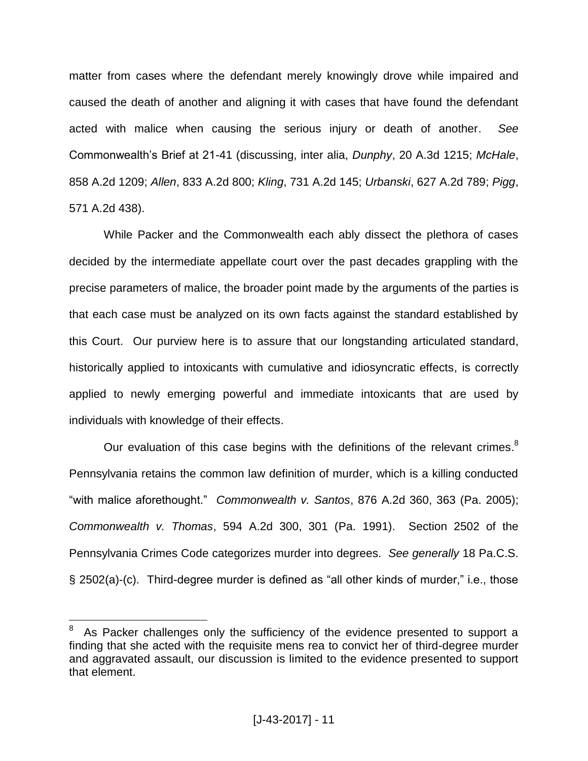matter from cases where the defendant merely knowingly drove while impaired and caused the death of another and aligning it with cases that have found the defendant acted with malice when causing the serious injury or death of another. *See* Commonwealth's Brief at 21-41 (discussing, inter alia, *Dunphy*, 20 A.3d 1215; *McHale*, 858 A.2d 1209; *Allen*, 833 A.2d 800; *Kling*, 731 A.2d 145; *Urbanski*, 627 A.2d 789; *Pigg*, 571 A.2d 438).

While Packer and the Commonwealth each ably dissect the plethora of cases decided by the intermediate appellate court over the past decades grappling with the precise parameters of malice, the broader point made by the arguments of the parties is that each case must be analyzed on its own facts against the standard established by this Court. Our purview here is to assure that our longstanding articulated standard, historically applied to intoxicants with cumulative and idiosyncratic effects, is correctly applied to newly emerging powerful and immediate intoxicants that are used by individuals with knowledge of their effects.

Our evaluation of this case begins with the definitions of the relevant crimes.[8] Pennsylvania retains the common law definition of murder, which is a killing conducted "with malice aforethought." *Commonwealth v. Santos*, 876 A.2d 360, 363 (Pa. 2005); *Commonwealth v. Thomas*, 594 A.2d 300, 301 (Pa. 1991). Section 2502 of the Pennsylvania Crimes Code categorizes murder into degrees. *See generally* 18 Pa.C.S. § 2502(a)-(c). Third-degree murder is defined as "all other kinds of murder," i.e., those

---

[8] As Packer challenges only the sufficiency of the evidence presented to support a finding that she acted with the requisite mens rea to convict her of third-degree murder and aggravated assault, our discussion is limited to the evidence presented to support that element.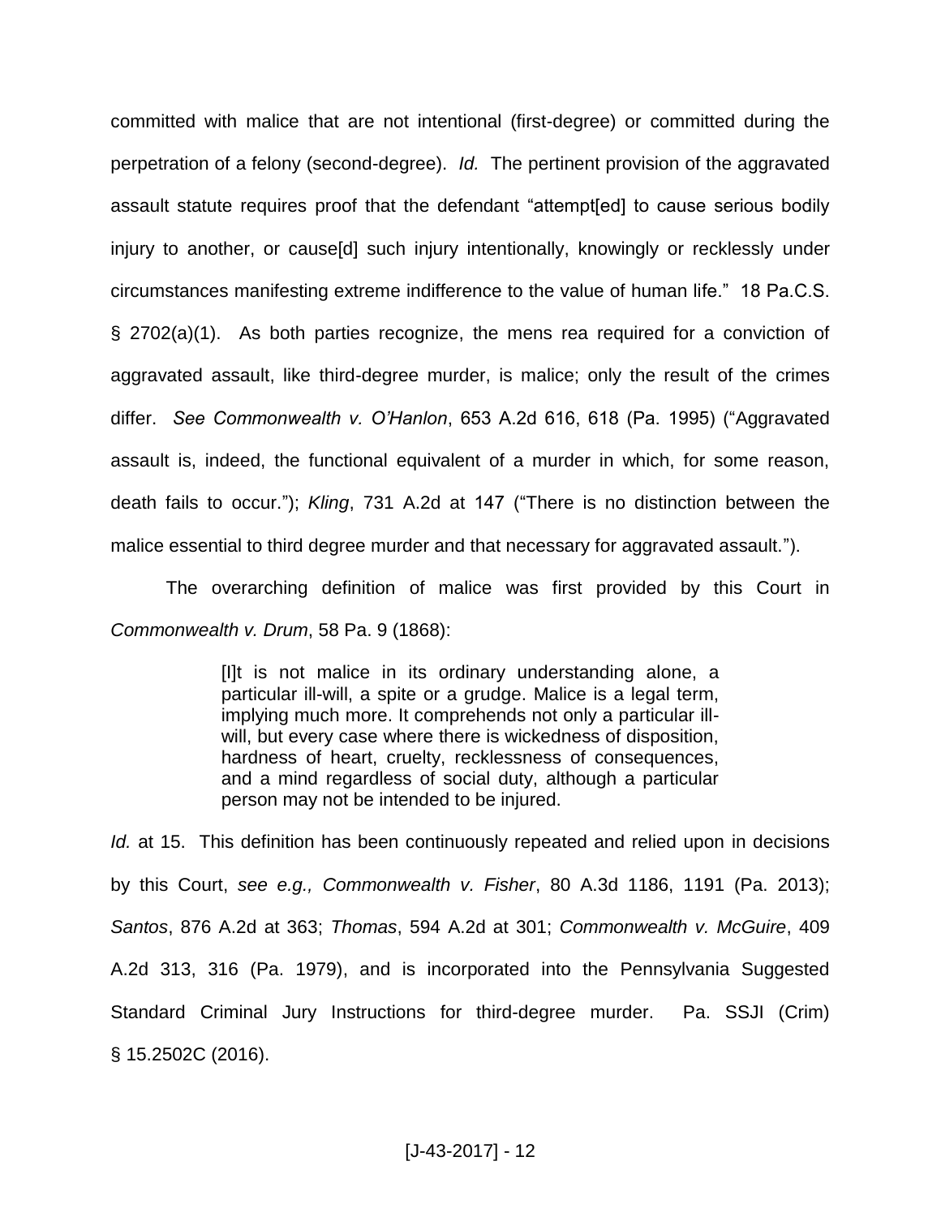committed with malice that are not intentional (first-degree) or committed during the perpetration of a felony (second-degree). *Id.* The pertinent provision of the aggravated assault statute requires proof that the defendant "attempt[ed] to cause serious bodily injury to another, or cause[d] such injury intentionally, knowingly or recklessly under circumstances manifesting extreme indifference to the value of human life." 18 Pa.C.S. § 2702(a)(1). As both parties recognize, the mens rea required for a conviction of aggravated assault, like third-degree murder, is malice; only the result of the crimes differ. *See Commonwealth v. O'Hanlon*, 653 A.2d 616, 618 (Pa. 1995) ("Aggravated assault is, indeed, the functional equivalent of a murder in which, for some reason, death fails to occur."); *Kling*, 731 A.2d at 147 ("There is no distinction between the malice essential to third degree murder and that necessary for aggravated assault.").

The overarching definition of malice was first provided by this Court in *Commonwealth v. Drum*, 58 Pa. 9 (1868):

> [I]t is not malice in its ordinary understanding alone, a particular ill-will, a spite or a grudge. Malice is a legal term, implying much more. It comprehends not only a particular ill-will, but every case where there is wickedness of disposition, hardness of heart, cruelty, recklessness of consequences, and a mind regardless of social duty, although a particular person may not be intended to be injured.

*Id.* at 15. This definition has been continuously repeated and relied upon in decisions by this Court, *see e.g., Commonwealth v. Fisher*, 80 A.3d 1186, 1191 (Pa. 2013); *Santos*, 876 A.2d at 363; *Thomas*, 594 A.2d at 301; *Commonwealth v. McGuire*, 409 A.2d 313, 316 (Pa. 1979), and is incorporated into the Pennsylvania Suggested Standard Criminal Jury Instructions for third-degree murder. Pa. SSJI (Crim) § 15.2502C (2016).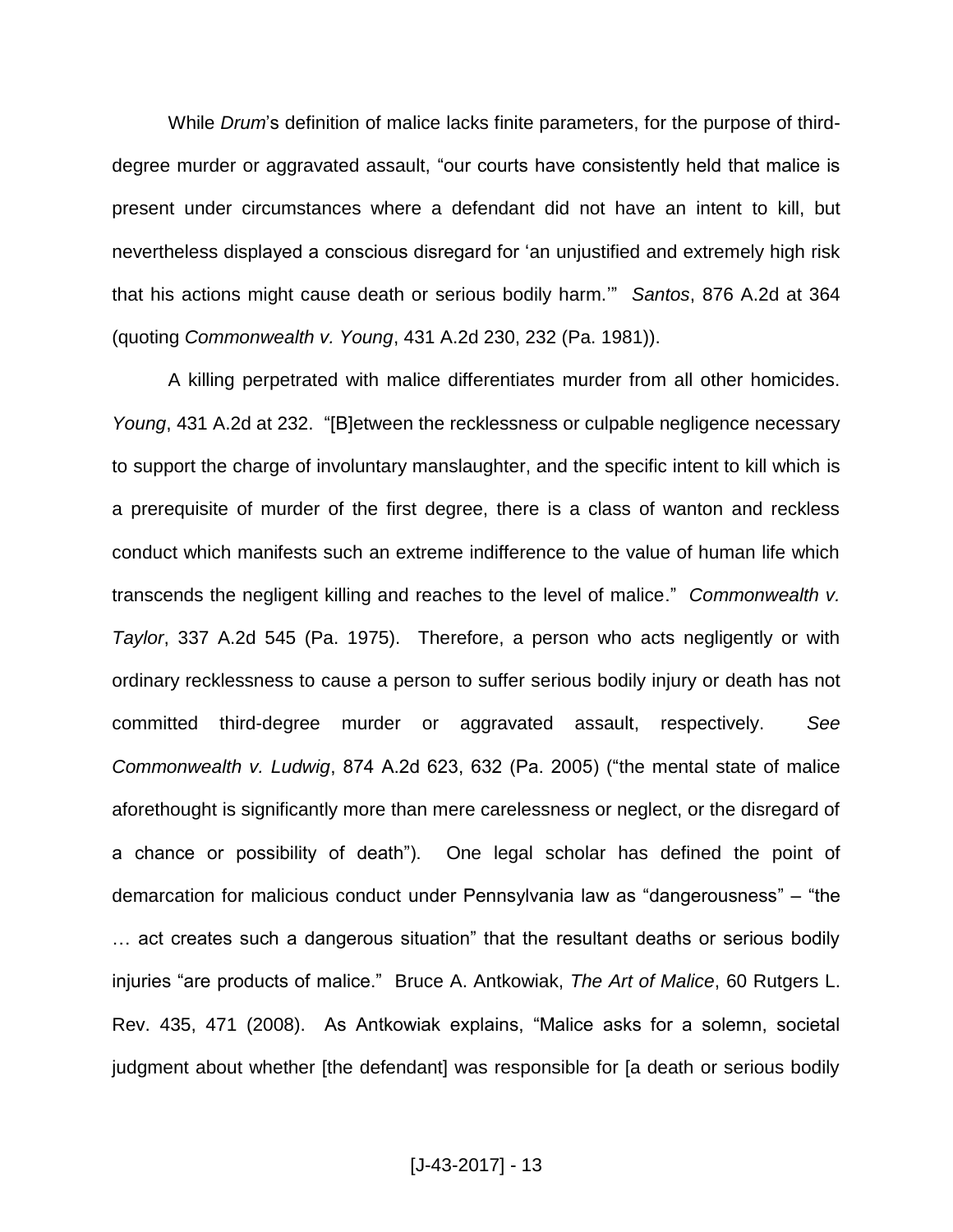While *Drum*'s definition of malice lacks finite parameters, for the purpose of third-degree murder or aggravated assault, "our courts have consistently held that malice is present under circumstances where a defendant did not have an intent to kill, but nevertheless displayed a conscious disregard for 'an unjustified and extremely high risk that his actions might cause death or serious bodily harm.'" *Santos*, 876 A.2d at 364 (quoting *Commonwealth v. Young*, 431 A.2d 230, 232 (Pa. 1981)).

A killing perpetrated with malice differentiates murder from all other homicides. *Young*, 431 A.2d at 232. "[B]etween the recklessness or culpable negligence necessary to support the charge of involuntary manslaughter, and the specific intent to kill which is a prerequisite of murder of the first degree, there is a class of wanton and reckless conduct which manifests such an extreme indifference to the value of human life which transcends the negligent killing and reaches to the level of malice." *Commonwealth v. Taylor*, 337 A.2d 545 (Pa. 1975). Therefore, a person who acts negligently or with ordinary recklessness to cause a person to suffer serious bodily injury or death has not committed third-degree murder or aggravated assault, respectively. *See Commonwealth v. Ludwig*, 874 A.2d 623, 632 (Pa. 2005) ("the mental state of malice aforethought is significantly more than mere carelessness or neglect, or the disregard of a chance or possibility of death"). One legal scholar has defined the point of demarcation for malicious conduct under Pennsylvania law as "dangerousness" – "the … act creates such a dangerous situation" that the resultant deaths or serious bodily injuries "are products of malice." Bruce A. Antkowiak, *The Art of Malice*, 60 Rutgers L. Rev. 435, 471 (2008). As Antkowiak explains, "Malice asks for a solemn, societal judgment about whether [the defendant] was responsible for [a death or serious bodily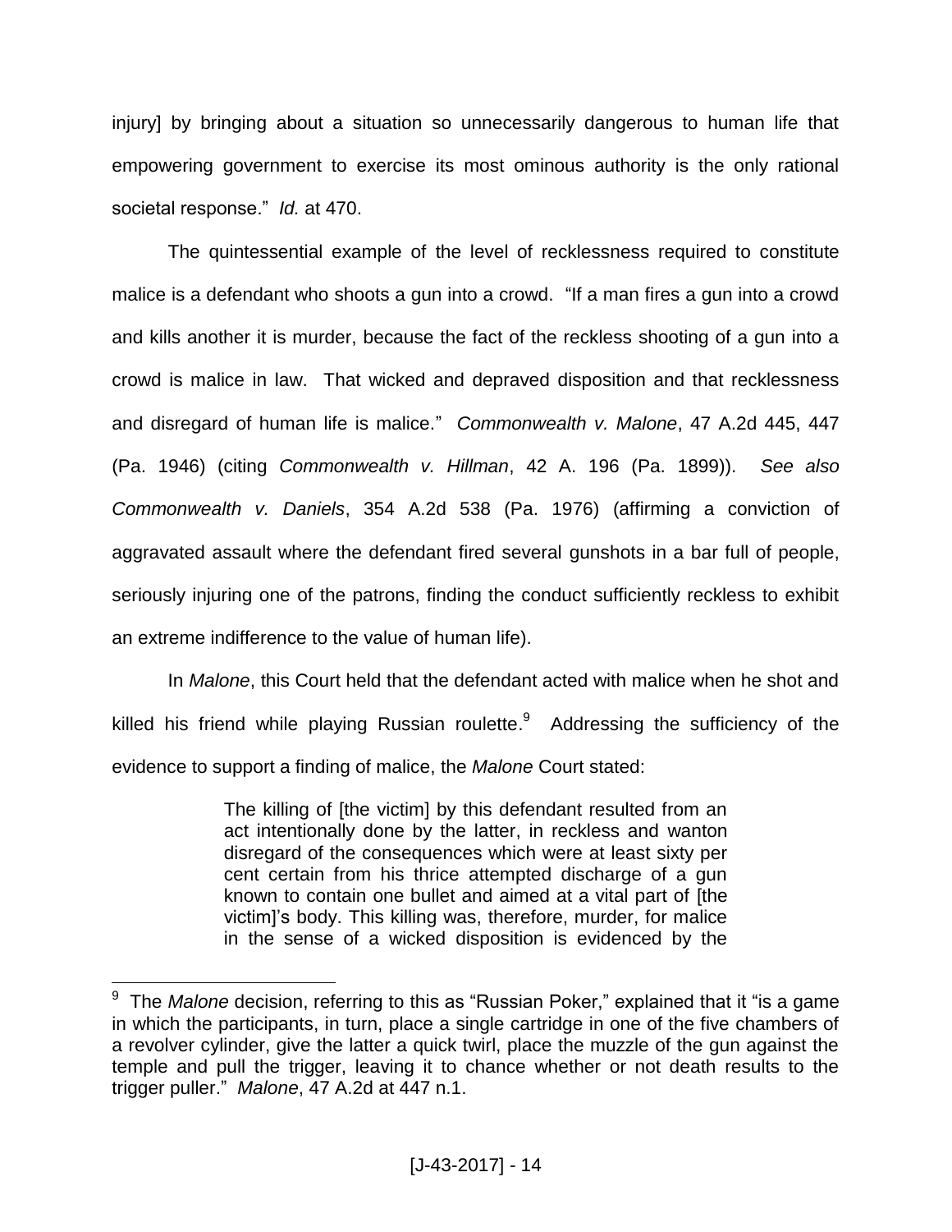injury] by bringing about a situation so unnecessarily dangerous to human life that empowering government to exercise its most ominous authority is the only rational societal response." *Id.* at 470.

The quintessential example of the level of recklessness required to constitute malice is a defendant who shoots a gun into a crowd. "If a man fires a gun into a crowd and kills another it is murder, because the fact of the reckless shooting of a gun into a crowd is malice in law. That wicked and depraved disposition and that recklessness and disregard of human life is malice." *Commonwealth v. Malone*, 47 A.2d 445, 447 (Pa. 1946) (citing *Commonwealth v. Hillman*, 42 A. 196 (Pa. 1899)). *See also Commonwealth v. Daniels*, 354 A.2d 538 (Pa. 1976) (affirming a conviction of aggravated assault where the defendant fired several gunshots in a bar full of people, seriously injuring one of the patrons, finding the conduct sufficiently reckless to exhibit an extreme indifference to the value of human life).

In *Malone*, this Court held that the defendant acted with malice when he shot and killed his friend while playing Russian roulette.[9] Addressing the sufficiency of the evidence to support a finding of malice, the *Malone* Court stated:

> The killing of [the victim] by this defendant resulted from an act intentionally done by the latter, in reckless and wanton disregard of the consequences which were at least sixty per cent certain from his thrice attempted discharge of a gun known to contain one bullet and aimed at a vital part of [the victim]'s body. This killing was, therefore, murder, for malice in the sense of a wicked disposition is evidenced by the

---

[9] The *Malone* decision, referring to this as "Russian Poker," explained that it "is a game in which the participants, in turn, place a single cartridge in one of the five chambers of a revolver cylinder, give the latter a quick twirl, place the muzzle of the gun against the temple and pull the trigger, leaving it to chance whether or not death results to the trigger puller." *Malone*, 47 A.2d at 447 n.1.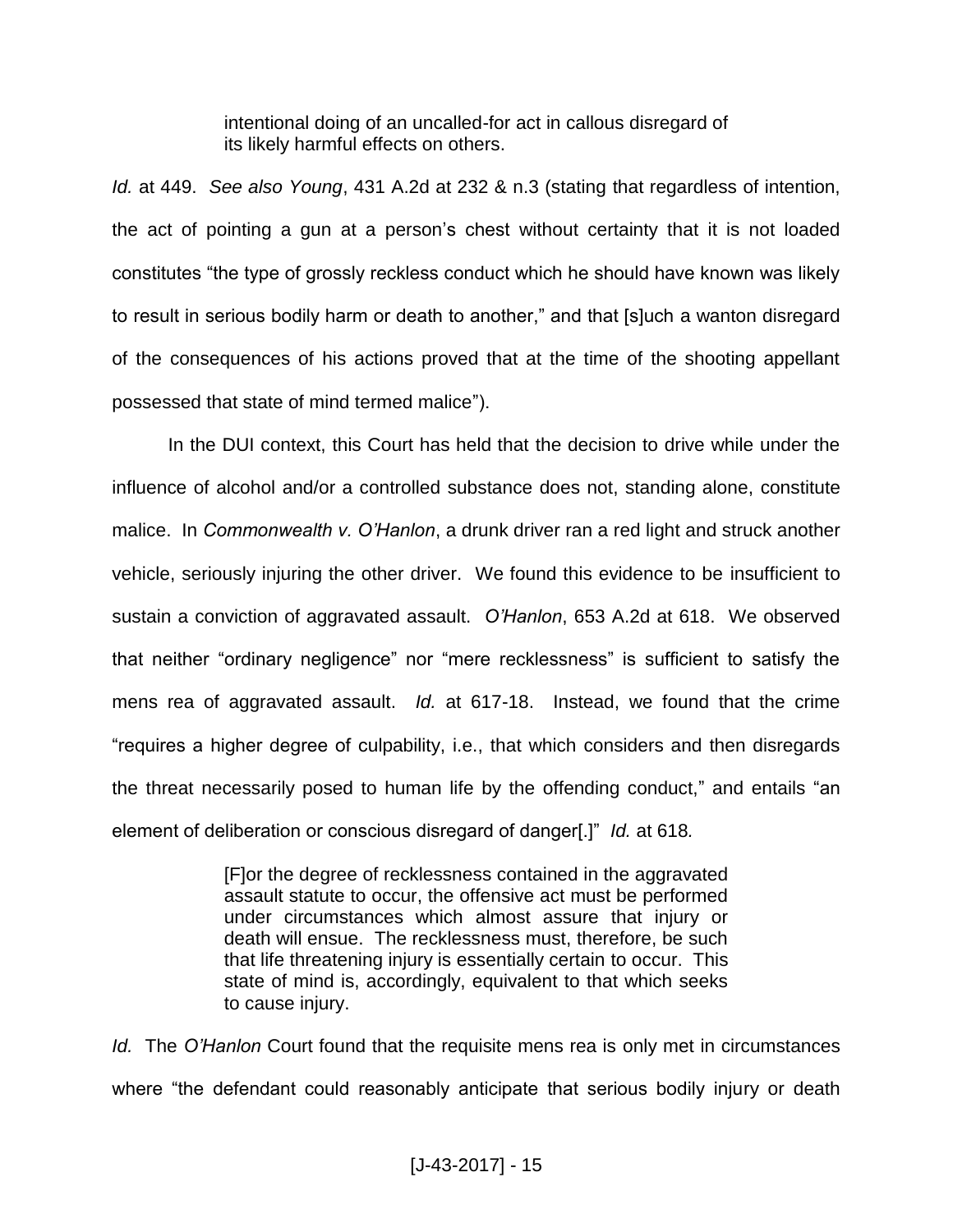> intentional doing of an uncalled-for act in callous disregard of its likely harmful effects on others.

*Id.* at 449. *See also Young*, 431 A.2d at 232 & n.3 (stating that regardless of intention, the act of pointing a gun at a person's chest without certainty that it is not loaded constitutes "the type of grossly reckless conduct which he should have known was likely to result in serious bodily harm or death to another," and that [s]uch a wanton disregard of the consequences of his actions proved that at the time of the shooting appellant possessed that state of mind termed malice").

In the DUI context, this Court has held that the decision to drive while under the influence of alcohol and/or a controlled substance does not, standing alone, constitute malice. In *Commonwealth v. O'Hanlon*, a drunk driver ran a red light and struck another vehicle, seriously injuring the other driver. We found this evidence to be insufficient to sustain a conviction of aggravated assault. *O'Hanlon*, 653 A.2d at 618. We observed that neither "ordinary negligence" nor "mere recklessness" is sufficient to satisfy the mens rea of aggravated assault. *Id.* at 617-18. Instead, we found that the crime "requires a higher degree of culpability, i.e., that which considers and then disregards the threat necessarily posed to human life by the offending conduct," and entails "an element of deliberation or conscious disregard of danger[.]" *Id.* at 618*.*

> [F]or the degree of recklessness contained in the aggravated assault statute to occur, the offensive act must be performed under circumstances which almost assure that injury or death will ensue. The recklessness must, therefore, be such that life threatening injury is essentially certain to occur. This state of mind is, accordingly, equivalent to that which seeks to cause injury.

*Id.* The *O'Hanlon* Court found that the requisite mens rea is only met in circumstances where "the defendant could reasonably anticipate that serious bodily injury or death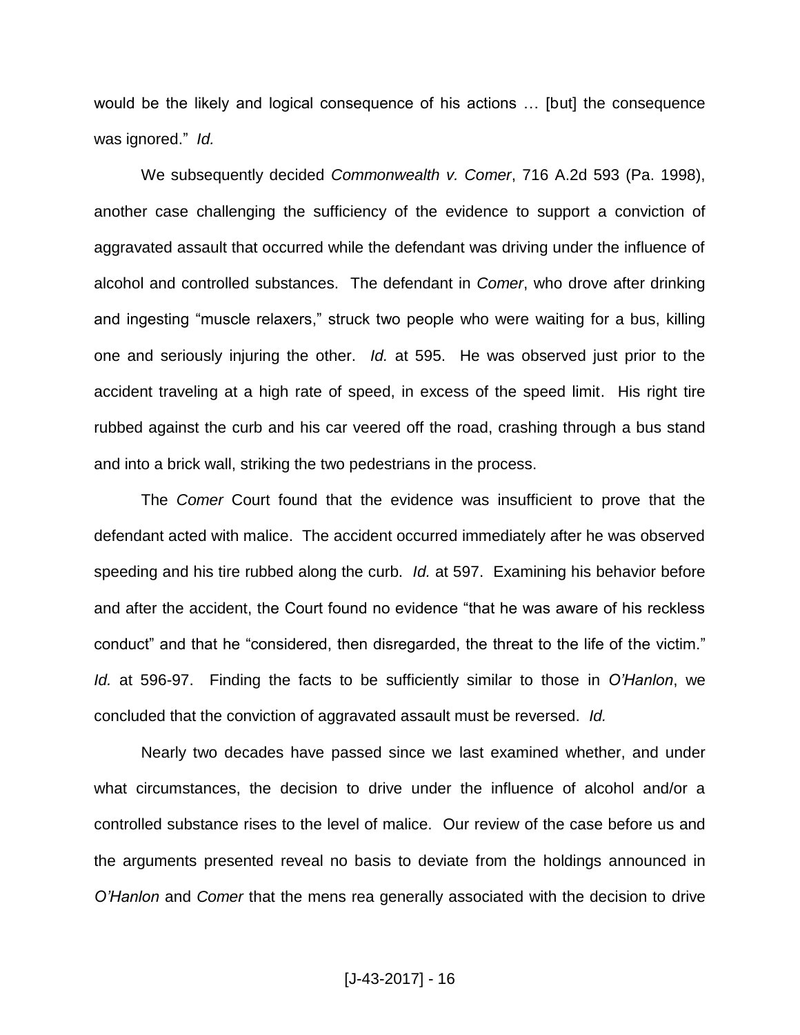would be the likely and logical consequence of his actions … [but] the consequence was ignored." *Id.*

We subsequently decided *Commonwealth v. Comer*, 716 A.2d 593 (Pa. 1998), another case challenging the sufficiency of the evidence to support a conviction of aggravated assault that occurred while the defendant was driving under the influence of alcohol and controlled substances. The defendant in *Comer*, who drove after drinking and ingesting "muscle relaxers," struck two people who were waiting for a bus, killing one and seriously injuring the other. *Id.* at 595. He was observed just prior to the accident traveling at a high rate of speed, in excess of the speed limit. His right tire rubbed against the curb and his car veered off the road, crashing through a bus stand and into a brick wall, striking the two pedestrians in the process.

The *Comer* Court found that the evidence was insufficient to prove that the defendant acted with malice. The accident occurred immediately after he was observed speeding and his tire rubbed along the curb. *Id.* at 597. Examining his behavior before and after the accident, the Court found no evidence "that he was aware of his reckless conduct" and that he "considered, then disregarded, the threat to the life of the victim." *Id.* at 596-97. Finding the facts to be sufficiently similar to those in *O'Hanlon*, we concluded that the conviction of aggravated assault must be reversed. *Id.*

Nearly two decades have passed since we last examined whether, and under what circumstances, the decision to drive under the influence of alcohol and/or a controlled substance rises to the level of malice. Our review of the case before us and the arguments presented reveal no basis to deviate from the holdings announced in *O'Hanlon* and *Comer* that the mens rea generally associated with the decision to drive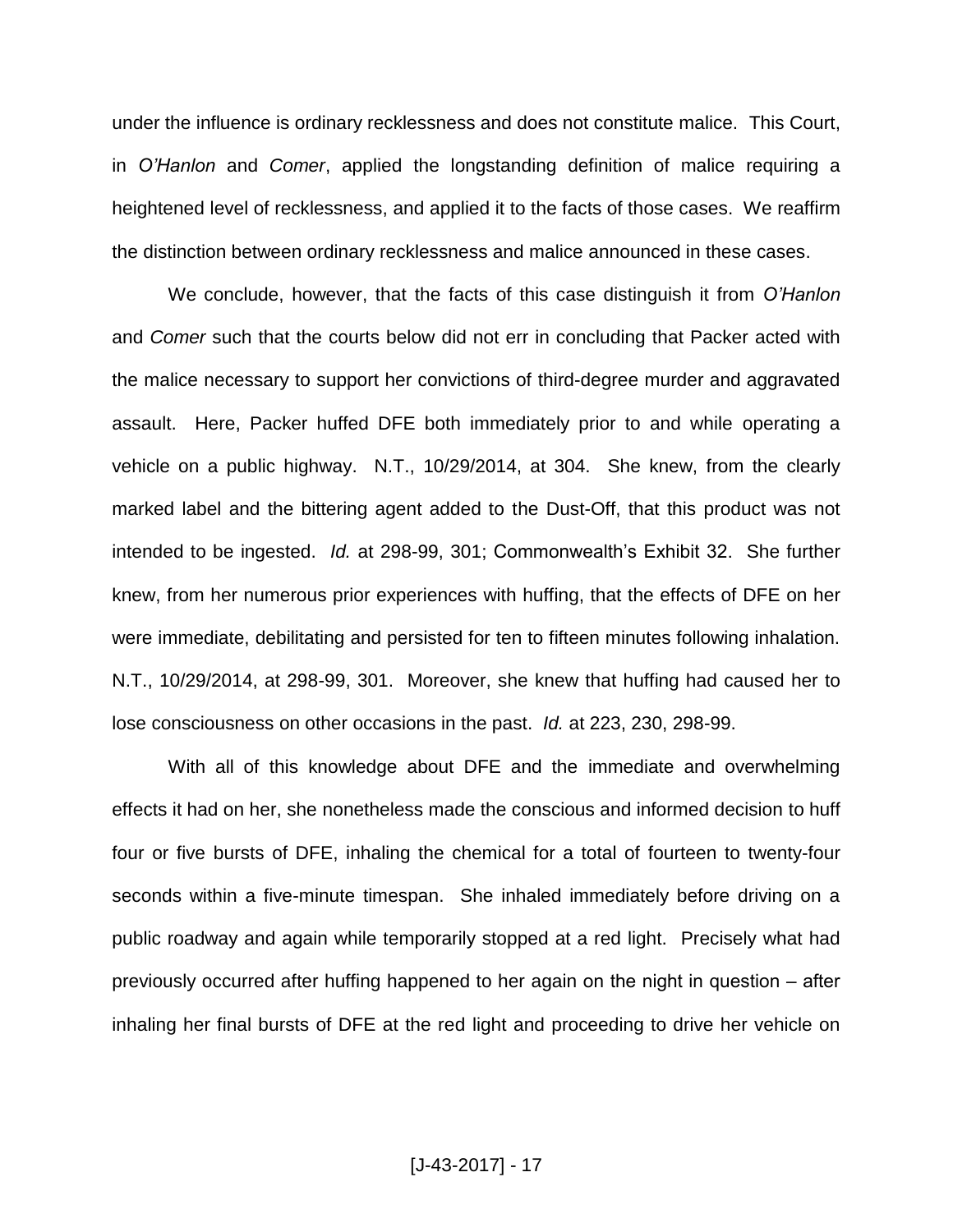under the influence is ordinary recklessness and does not constitute malice. This Court, in *O'Hanlon* and *Comer*, applied the longstanding definition of malice requiring a heightened level of recklessness, and applied it to the facts of those cases. We reaffirm the distinction between ordinary recklessness and malice announced in these cases.

We conclude, however, that the facts of this case distinguish it from *O'Hanlon* and *Comer* such that the courts below did not err in concluding that Packer acted with the malice necessary to support her convictions of third-degree murder and aggravated assault. Here, Packer huffed DFE both immediately prior to and while operating a vehicle on a public highway. N.T., 10/29/2014, at 304. She knew, from the clearly marked label and the bittering agent added to the Dust-Off, that this product was not intended to be ingested. *Id.* at 298-99, 301; Commonwealth's Exhibit 32. She further knew, from her numerous prior experiences with huffing, that the effects of DFE on her were immediate, debilitating and persisted for ten to fifteen minutes following inhalation. N.T., 10/29/2014, at 298-99, 301. Moreover, she knew that huffing had caused her to lose consciousness on other occasions in the past. *Id.* at 223, 230, 298-99.

With all of this knowledge about DFE and the immediate and overwhelming effects it had on her, she nonetheless made the conscious and informed decision to huff four or five bursts of DFE, inhaling the chemical for a total of fourteen to twenty-four seconds within a five-minute timespan. She inhaled immediately before driving on a public roadway and again while temporarily stopped at a red light. Precisely what had previously occurred after huffing happened to her again on the night in question – after inhaling her final bursts of DFE at the red light and proceeding to drive her vehicle on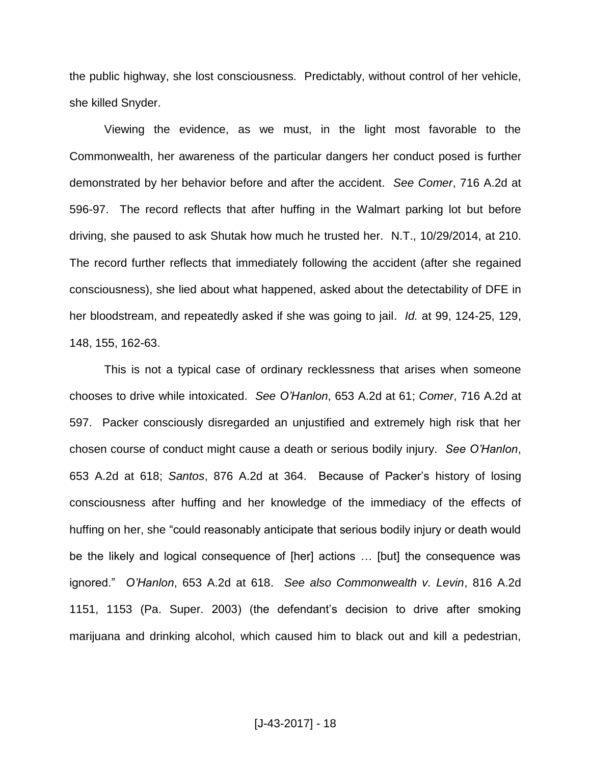the public highway, she lost consciousness. Predictably, without control of her vehicle, she killed Snyder.

Viewing the evidence, as we must, in the light most favorable to the Commonwealth, her awareness of the particular dangers her conduct posed is further demonstrated by her behavior before and after the accident. *See Comer*, 716 A.2d at 596-97. The record reflects that after huffing in the Walmart parking lot but before driving, she paused to ask Shutak how much he trusted her. N.T., 10/29/2014, at 210. The record further reflects that immediately following the accident (after she regained consciousness), she lied about what happened, asked about the detectability of DFE in her bloodstream, and repeatedly asked if she was going to jail. *Id.* at 99, 124-25, 129, 148, 155, 162-63.

This is not a typical case of ordinary recklessness that arises when someone chooses to drive while intoxicated. *See O'Hanlon*, 653 A.2d at 61; *Comer*, 716 A.2d at 597. Packer consciously disregarded an unjustified and extremely high risk that her chosen course of conduct might cause a death or serious bodily injury. *See O'Hanlon*, 653 A.2d at 618; *Santos*, 876 A.2d at 364. Because of Packer's history of losing consciousness after huffing and her knowledge of the immediacy of the effects of huffing on her, she "could reasonably anticipate that serious bodily injury or death would be the likely and logical consequence of [her] actions … [but] the consequence was ignored." *O'Hanlon*, 653 A.2d at 618. *See also Commonwealth v. Levin*, 816 A.2d 1151, 1153 (Pa. Super. 2003) (the defendant's decision to drive after smoking marijuana and drinking alcohol, which caused him to black out and kill a pedestrian,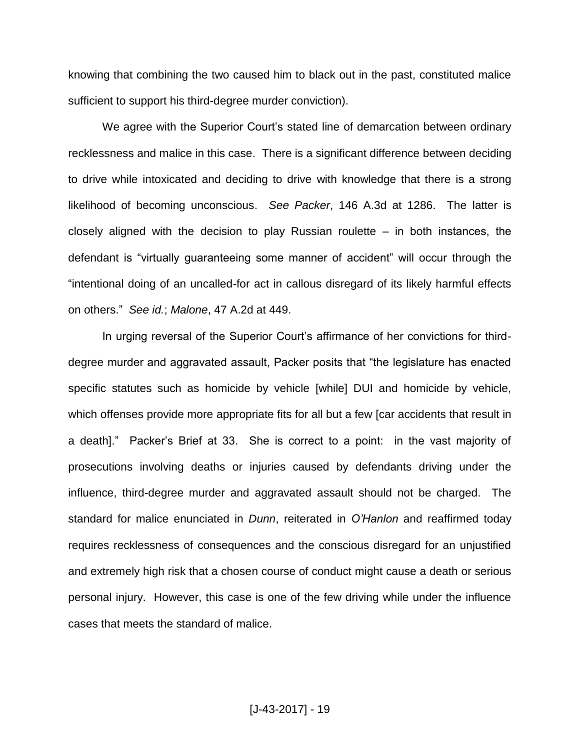knowing that combining the two caused him to black out in the past, constituted malice sufficient to support his third-degree murder conviction).

We agree with the Superior Court's stated line of demarcation between ordinary recklessness and malice in this case. There is a significant difference between deciding to drive while intoxicated and deciding to drive with knowledge that there is a strong likelihood of becoming unconscious. *See Packer*, 146 A.3d at 1286. The latter is closely aligned with the decision to play Russian roulette – in both instances, the defendant is "virtually guaranteeing some manner of accident" will occur through the "intentional doing of an uncalled-for act in callous disregard of its likely harmful effects on others." *See id.*; *Malone*, 47 A.2d at 449.

In urging reversal of the Superior Court's affirmance of her convictions for third-degree murder and aggravated assault, Packer posits that "the legislature has enacted specific statutes such as homicide by vehicle [while] DUI and homicide by vehicle, which offenses provide more appropriate fits for all but a few [car accidents that result in a death]." Packer's Brief at 33. She is correct to a point: in the vast majority of prosecutions involving deaths or injuries caused by defendants driving under the influence, third-degree murder and aggravated assault should not be charged. The standard for malice enunciated in *Dunn*, reiterated in *O'Hanlon* and reaffirmed today requires recklessness of consequences and the conscious disregard for an unjustified and extremely high risk that a chosen course of conduct might cause a death or serious personal injury. However, this case is one of the few driving while under the influence cases that meets the standard of malice.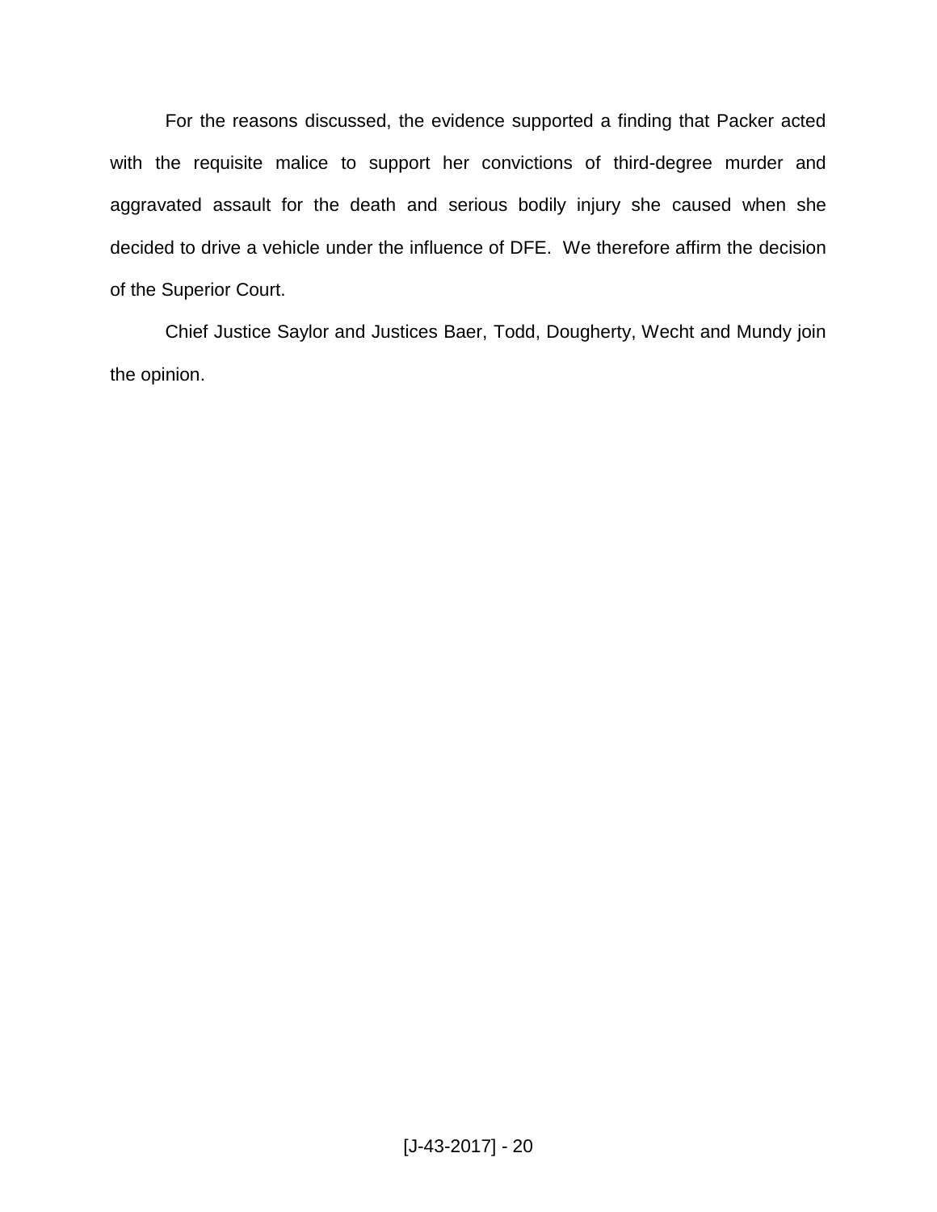For the reasons discussed, the evidence supported a finding that Packer acted with the requisite malice to support her convictions of third-degree murder and aggravated assault for the death and serious bodily injury she caused when she decided to drive a vehicle under the influence of DFE. We therefore affirm the decision of the Superior Court.

Chief Justice Saylor and Justices Baer, Todd, Dougherty, Wecht and Mundy join the opinion.